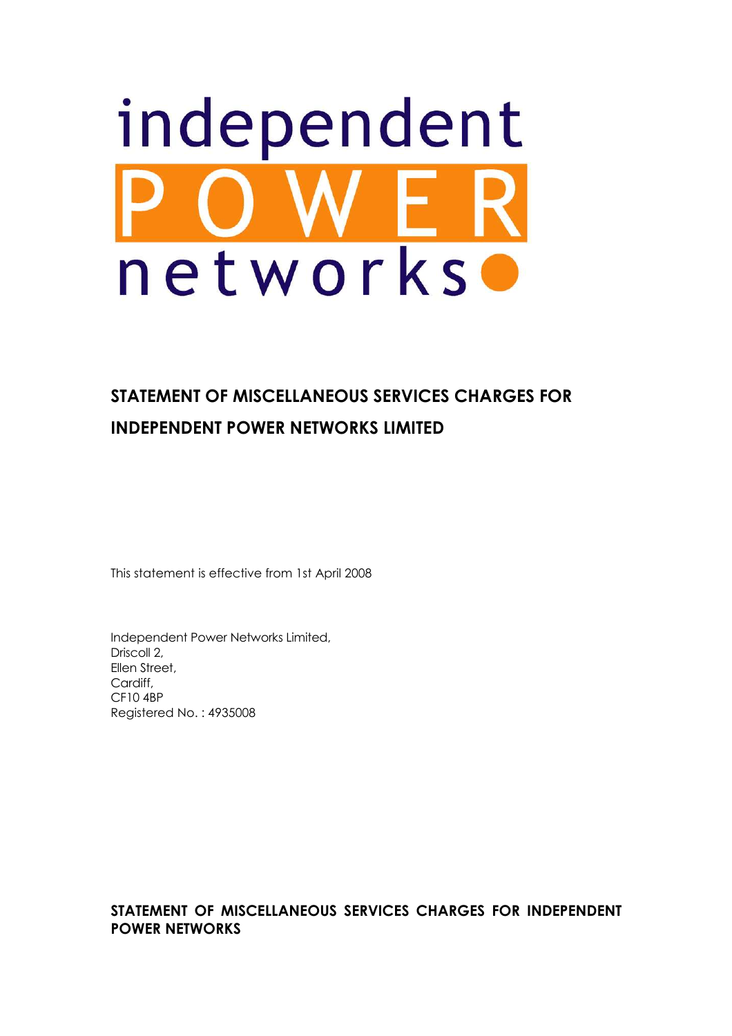independent

POWER

networks

## STATEMENT OF MISCELLANEOUS SERVICES CHARGES FOR INDEPENDENT POWER NETWORKS LIMITED

This statement is effective from 1st April 2008

Independent Power Networks Limited,
Driscoll 2,
Ellen Street,
Cardiff,
CF10 4BP
Registered No. : 4935008

**STATEMENT OF MISCELLANEOUS SERVICES CHARGES FOR INDEPENDENT POWER NETWORKS**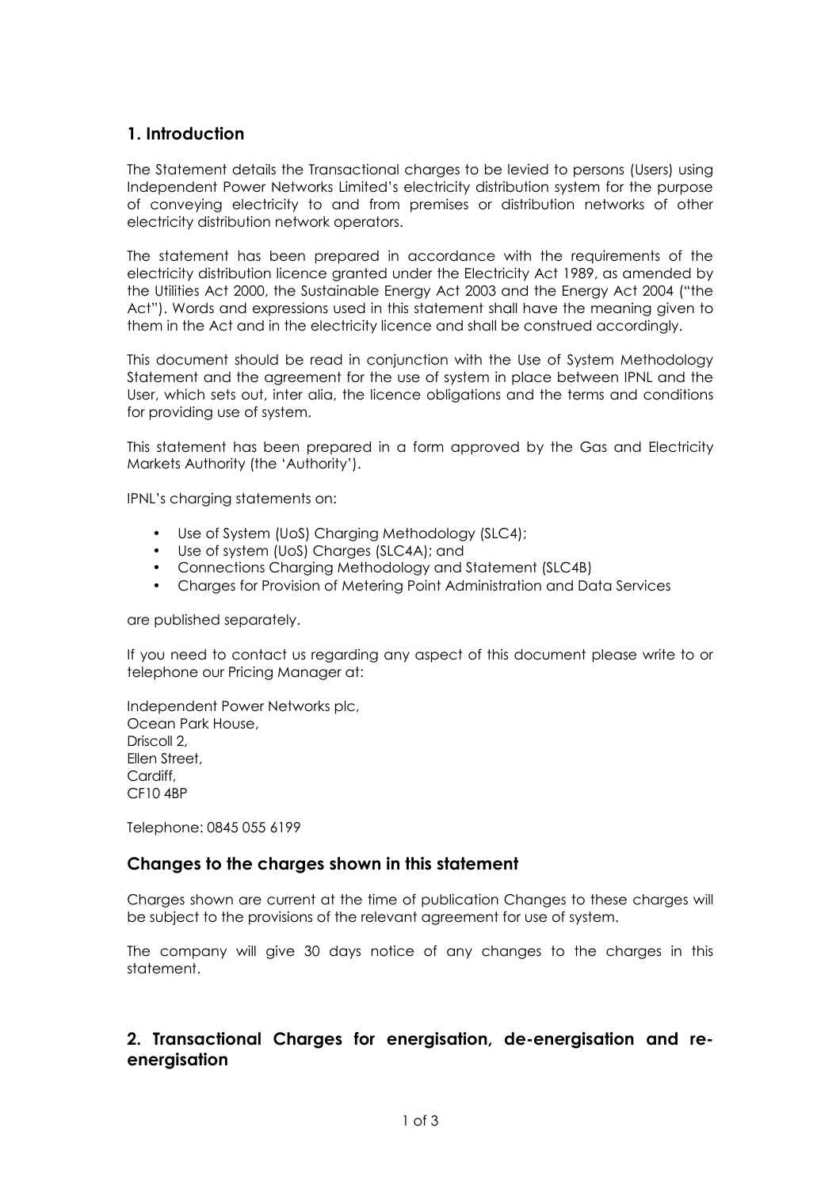## 1. Introduction

The Statement details the Transactional charges to be levied to persons (Users) using Independent Power Networks Limited's electricity distribution system for the purpose of conveying electricity to and from premises or distribution networks of other electricity distribution network operators.

The statement has been prepared in accordance with the requirements of the electricity distribution licence granted under the Electricity Act 1989, as amended by the Utilities Act 2000, the Sustainable Energy Act 2003 and the Energy Act 2004 ("the Act"). Words and expressions used in this statement shall have the meaning given to them in the Act and in the electricity licence and shall be construed accordingly.

This document should be read in conjunction with the Use of System Methodology Statement and the agreement for the use of system in place between IPNL and the User, which sets out, inter alia, the licence obligations and the terms and conditions for providing use of system.

This statement has been prepared in a form approved by the Gas and Electricity Markets Authority (the 'Authority').

IPNL's charging statements on:

- Use of System (UoS) Charging Methodology (SLC4);
- Use of system (UoS) Charges (SLC4A); and
- Connections Charging Methodology and Statement (SLC4B)
- Charges for Provision of Metering Point Administration and Data Services

are published separately.

If you need to contact us regarding any aspect of this document please write to or telephone our Pricing Manager at:

Independent Power Networks plc,
Ocean Park House,
Driscoll 2,
Ellen Street,
Cardiff,
CF10 4BP

Telephone: 0845 055 6199

## Changes to the charges shown in this statement

Charges shown are current at the time of publication Changes to these charges will be subject to the provisions of the relevant agreement for use of system.

The company will give 30 days notice of any changes to the charges in this statement.

## 2. Transactional Charges for energisation, de-energisation and re-energisation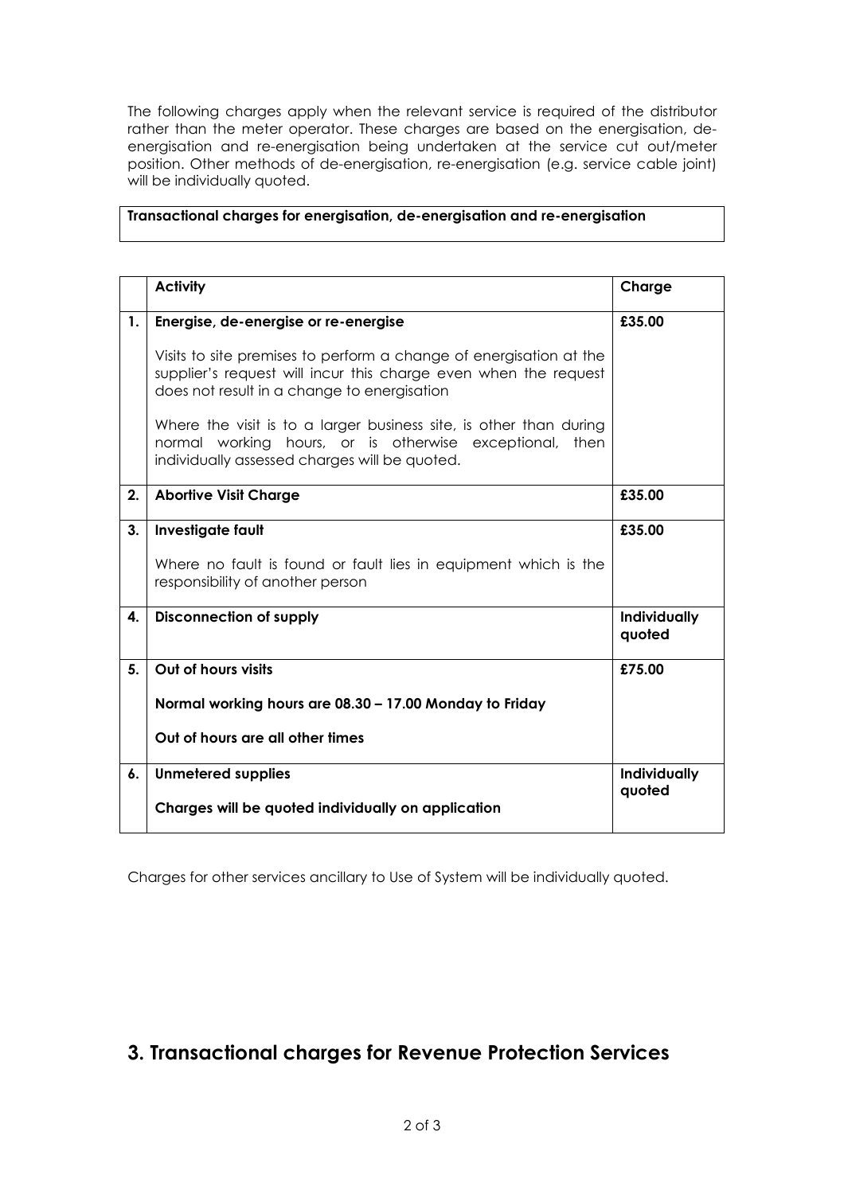The following charges apply when the relevant service is required of the distributor rather than the meter operator. These charges are based on the energisation, de-energisation and re-energisation being undertaken at the service cut out/meter position. Other methods of de-energisation, re-energisation (e.g. service cable joint) will be individually quoted.

**Transactional charges for energisation, de-energisation and re-energisation**

| | **Activity** | **Charge** |
|---|---|---|
| **1.** | **Energise, de-energise or re-energise**<br><br>Visits to site premises to perform a change of energisation at the supplier's request will incur this charge even when the request does not result in a change to energisation<br><br>Where the visit is to a larger business site, is other than during normal working hours, or is otherwise exceptional, then individually assessed charges will be quoted. | **£35.00** |
| **2.** | **Abortive Visit Charge** | **£35.00** |
| **3.** | **Investigate fault**<br><br>Where no fault is found or fault lies in equipment which is the responsibility of another person | **£35.00** |
| **4.** | **Disconnection of supply** | **Individually quoted** |
| **5.** | **Out of hours visits**<br><br>**Normal working hours are 08.30 – 17.00 Monday to Friday**<br><br>**Out of hours are all other times** | **£75.00** |
| **6.** | **Unmetered supplies**<br><br>**Charges will be quoted individually on application** | **Individually quoted** |

Charges for other services ancillary to Use of System will be individually quoted.

## 3. Transactional charges for Revenue Protection Services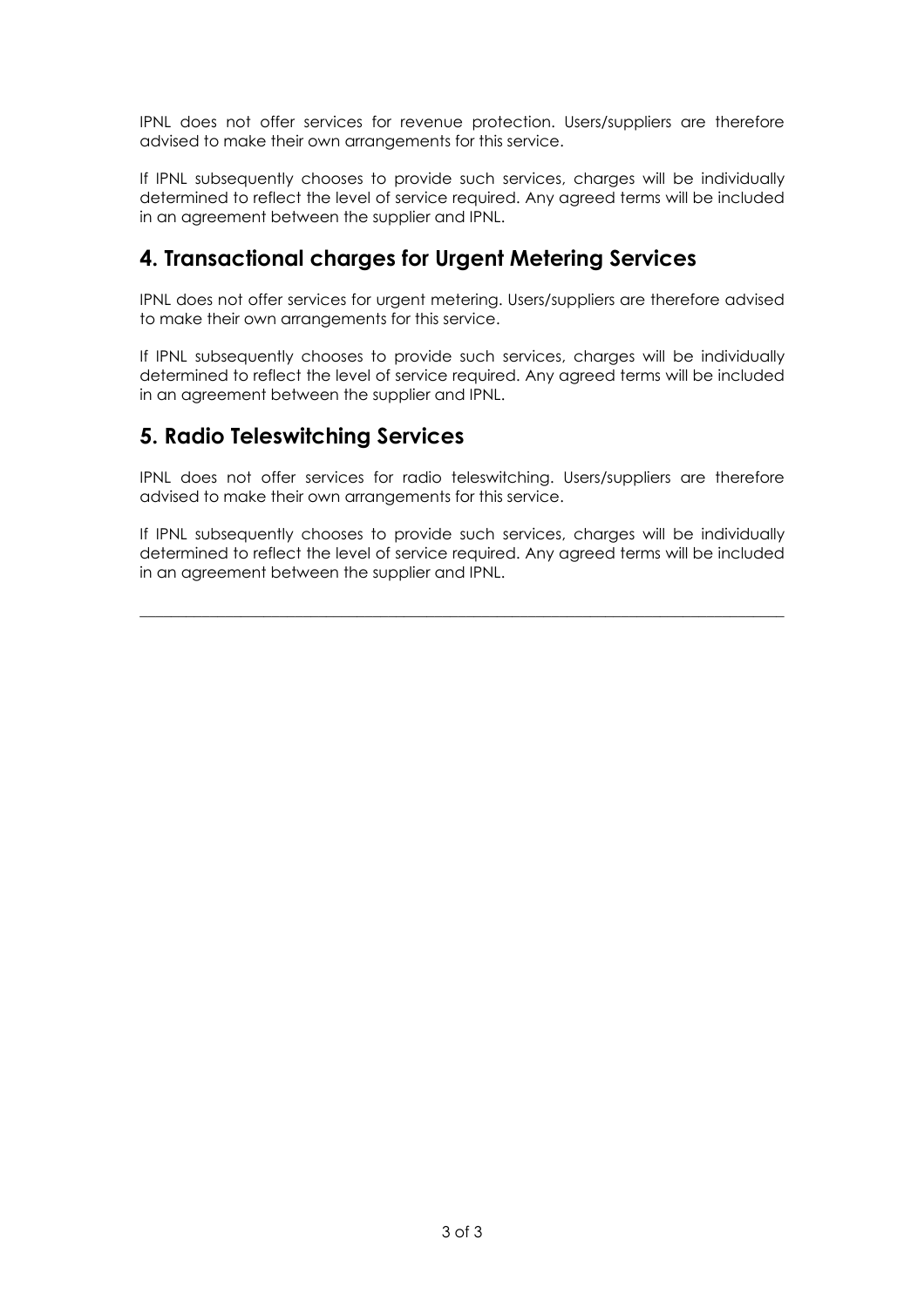IPNL does not offer services for revenue protection. Users/suppliers are therefore advised to make their own arrangements for this service.

If IPNL subsequently chooses to provide such services, charges will be individually determined to reflect the level of service required. Any agreed terms will be included in an agreement between the supplier and IPNL.

## 4. Transactional charges for Urgent Metering Services

IPNL does not offer services for urgent metering. Users/suppliers are therefore advised to make their own arrangements for this service.

If IPNL subsequently chooses to provide such services, charges will be individually determined to reflect the level of service required. Any agreed terms will be included in an agreement between the supplier and IPNL.

## 5. Radio Teleswitching Services

IPNL does not offer services for radio teleswitching. Users/suppliers are therefore advised to make their own arrangements for this service.

If IPNL subsequently chooses to provide such services, charges will be individually determined to reflect the level of service required. Any agreed terms will be included in an agreement between the supplier and IPNL.

---